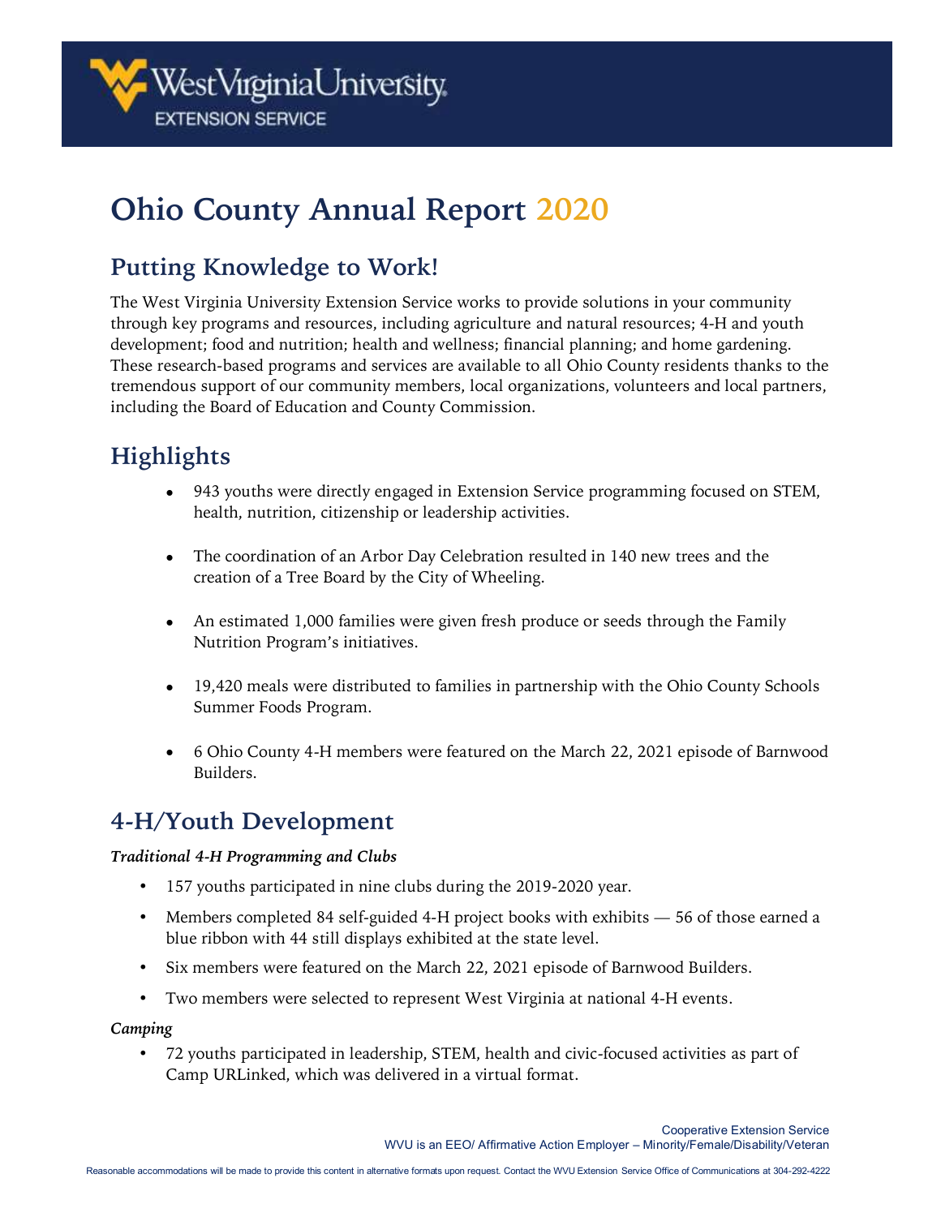West Virginia University
EXTENSION SERVICE

# Ohio County Annual Report 2020

## Putting Knowledge to Work!

The West Virginia University Extension Service works to provide solutions in your community through key programs and resources, including agriculture and natural resources; 4-H and youth development; food and nutrition; health and wellness; financial planning; and home gardening. These research-based programs and services are available to all Ohio County residents thanks to the tremendous support of our community members, local organizations, volunteers and local partners, including the Board of Education and County Commission.

## Highlights

- 943 youths were directly engaged in Extension Service programming focused on STEM, health, nutrition, citizenship or leadership activities.
- The coordination of an Arbor Day Celebration resulted in 140 new trees and the creation of a Tree Board by the City of Wheeling.
- An estimated 1,000 families were given fresh produce or seeds through the Family Nutrition Program's initiatives.
- 19,420 meals were distributed to families in partnership with the Ohio County Schools Summer Foods Program.
- 6 Ohio County 4-H members were featured on the March 22, 2021 episode of Barnwood Builders.

## 4-H/Youth Development

***Traditional 4-H Programming and Clubs***

- 157 youths participated in nine clubs during the 2019-2020 year.
- Members completed 84 self-guided 4-H project books with exhibits — 56 of those earned a blue ribbon with 44 still displays exhibited at the state level.
- Six members were featured on the March 22, 2021 episode of Barnwood Builders.
- Two members were selected to represent West Virginia at national 4-H events.

***Camping***

- 72 youths participated in leadership, STEM, health and civic-focused activities as part of Camp URLinked, which was delivered in a virtual format.

Cooperative Extension Service
WVU is an EEO/ Affirmative Action Employer – Minority/Female/Disability/Veteran

Reasonable accommodations will be made to provide this content in alternative formats upon request. Contact the WVU Extension Service Office of Communications at 304-292-4222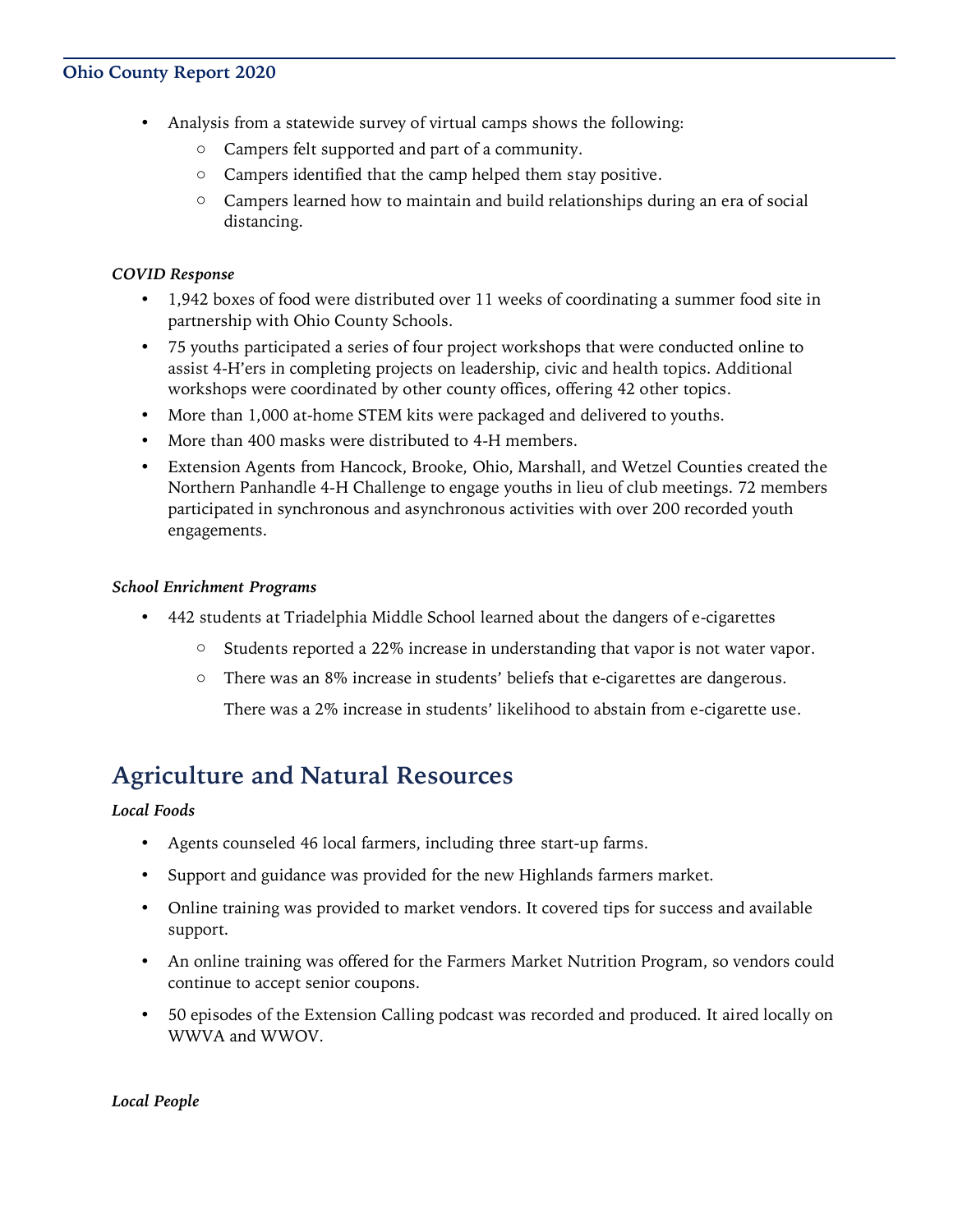- Analysis from a statewide survey of virtual camps shows the following:
  - Campers felt supported and part of a community.
  - Campers identified that the camp helped them stay positive.
  - Campers learned how to maintain and build relationships during an era of social distancing.

*COVID Response*

- 1,942 boxes of food were distributed over 11 weeks of coordinating a summer food site in partnership with Ohio County Schools.
- 75 youths participated a series of four project workshops that were conducted online to assist 4-H'ers in completing projects on leadership, civic and health topics. Additional workshops were coordinated by other county offices, offering 42 other topics.
- More than 1,000 at-home STEM kits were packaged and delivered to youths.
- More than 400 masks were distributed to 4-H members.
- Extension Agents from Hancock, Brooke, Ohio, Marshall, and Wetzel Counties created the Northern Panhandle 4-H Challenge to engage youths in lieu of club meetings. 72 members participated in synchronous and asynchronous activities with over 200 recorded youth engagements.

*School Enrichment Programs*

- 442 students at Triadelphia Middle School learned about the dangers of e-cigarettes
  - Students reported a 22% increase in understanding that vapor is not water vapor.
  - There was an 8% increase in students' beliefs that e-cigarettes are dangerous.

    There was a 2% increase in students' likelihood to abstain from e-cigarette use.

## Agriculture and Natural Resources

*Local Foods*

- Agents counseled 46 local farmers, including three start-up farms.
- Support and guidance was provided for the new Highlands farmers market.
- Online training was provided to market vendors. It covered tips for success and available support.
- An online training was offered for the Farmers Market Nutrition Program, so vendors could continue to accept senior coupons.
- 50 episodes of the Extension Calling podcast was recorded and produced. It aired locally on WWVA and WWOV.

*Local People*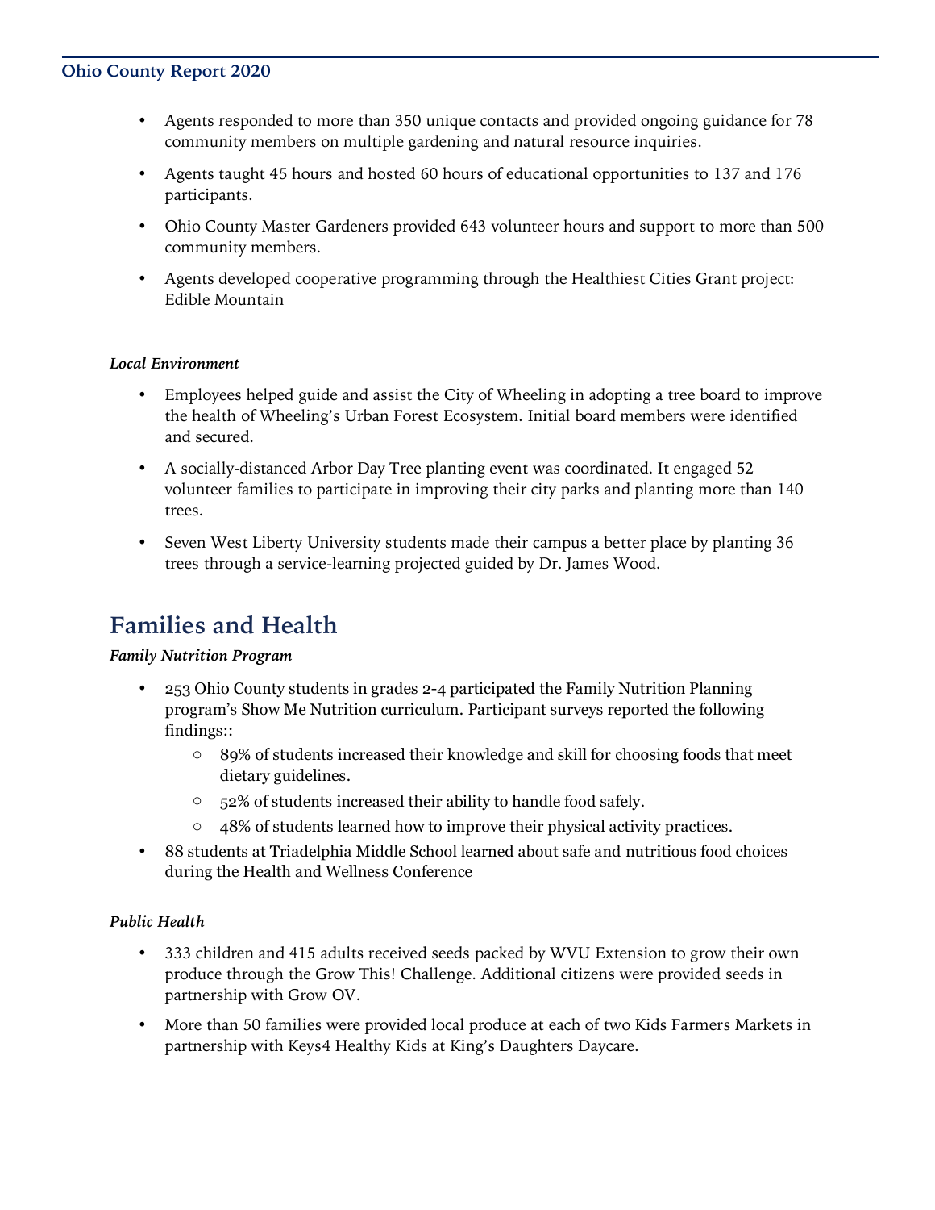- Agents responded to more than 350 unique contacts and provided ongoing guidance for 78 community members on multiple gardening and natural resource inquiries.
- Agents taught 45 hours and hosted 60 hours of educational opportunities to 137 and 176 participants.
- Ohio County Master Gardeners provided 643 volunteer hours and support to more than 500 community members.
- Agents developed cooperative programming through the Healthiest Cities Grant project: Edible Mountain

*Local Environment*

- Employees helped guide and assist the City of Wheeling in adopting a tree board to improve the health of Wheeling's Urban Forest Ecosystem. Initial board members were identified and secured.
- A socially-distanced Arbor Day Tree planting event was coordinated. It engaged 52 volunteer families to participate in improving their city parks and planting more than 140 trees.
- Seven West Liberty University students made their campus a better place by planting 36 trees through a service-learning projected guided by Dr. James Wood.

## Families and Health

*Family Nutrition Program*

- 253 Ohio County students in grades 2-4 participated the Family Nutrition Planning program's Show Me Nutrition curriculum. Participant surveys reported the following findings::
  - 89% of students increased their knowledge and skill for choosing foods that meet dietary guidelines.
  - 52% of students increased their ability to handle food safely.
  - 48% of students learned how to improve their physical activity practices.
- 88 students at Triadelphia Middle School learned about safe and nutritious food choices during the Health and Wellness Conference

*Public Health*

- 333 children and 415 adults received seeds packed by WVU Extension to grow their own produce through the Grow This! Challenge. Additional citizens were provided seeds in partnership with Grow OV.
- More than 50 families were provided local produce at each of two Kids Farmers Markets in partnership with Keys4 Healthy Kids at King's Daughters Daycare.